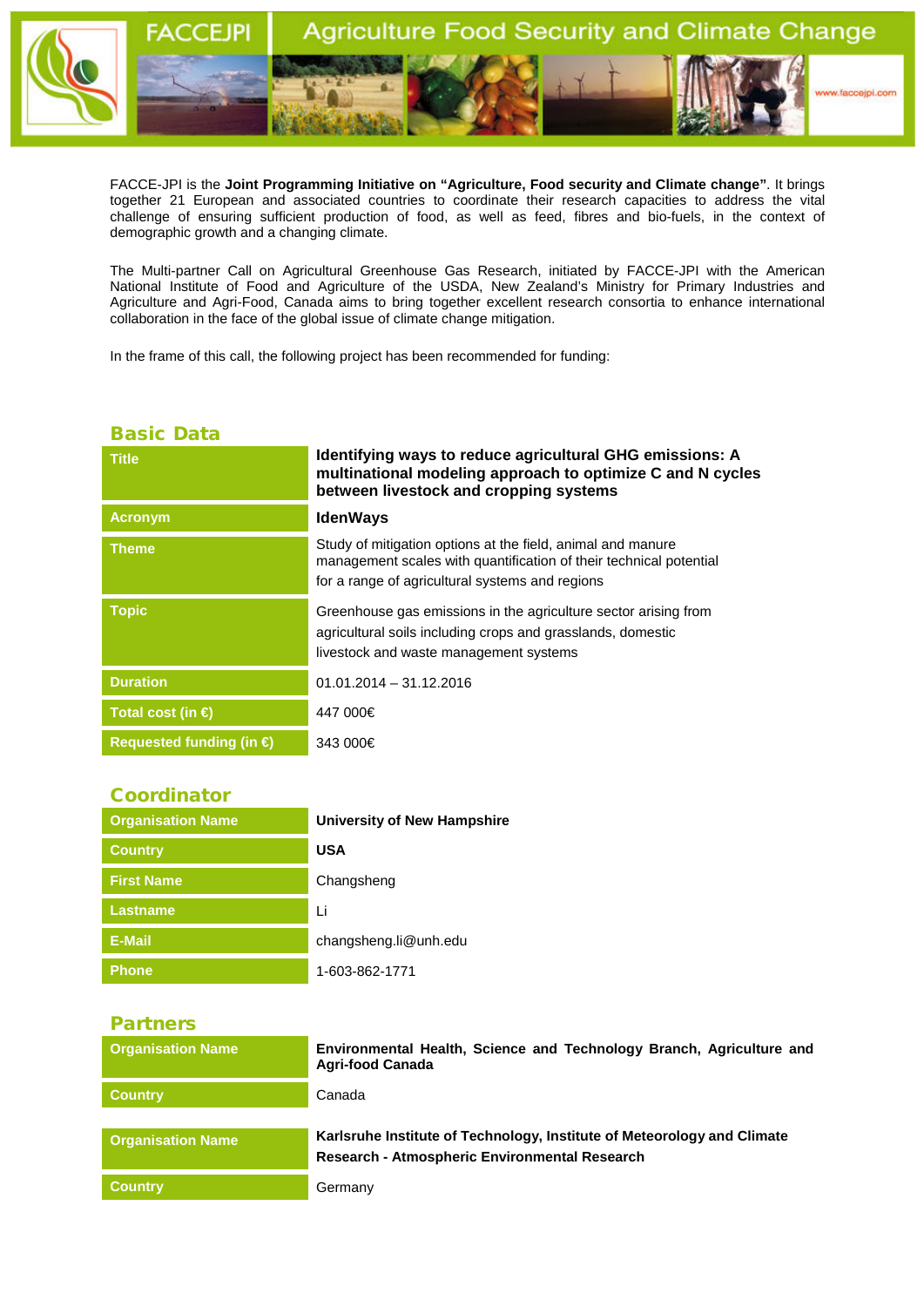FACCEJPI — Agriculture Food Security and Climate Change

www.faccejpi.com

FACCE-JPI is the **Joint Programming Initiative on "Agriculture, Food security and Climate change"**. It brings together 21 European and associated countries to coordinate their research capacities to address the vital challenge of ensuring sufficient production of food, as well as feed, fibres and bio-fuels, in the context of demographic growth and a changing climate.

The Multi-partner Call on Agricultural Greenhouse Gas Research, initiated by FACCE-JPI with the American National Institute of Food and Agriculture of the USDA, New Zealand's Ministry for Primary Industries and Agriculture and Agri-Food, Canada aims to bring together excellent research consortia to enhance international collaboration in the face of the global issue of climate change mitigation.

In the frame of this call, the following project has been recommended for funding:

## Basic Data

| | |
|---|---|
| **Title** | **Identifying ways to reduce agricultural GHG emissions: A multinational modeling approach to optimize C and N cycles between livestock and cropping systems** |
| **Acronym** | **IdenWays** |
| **Theme** | Study of mitigation options at the field, animal and manure management scales with quantification of their technical potential for a range of agricultural systems and regions |
| **Topic** | Greenhouse gas emissions in the agriculture sector arising from agricultural soils including crops and grasslands, domestic livestock and waste management systems |
| **Duration** | 01.01.2014 – 31.12.2016 |
| **Total cost (in €)** | 447 000€ |
| **Requested funding (in €)** | 343 000€ |

## Coordinator

| | |
|---|---|
| **Organisation Name** | **University of New Hampshire** |
| **Country** | **USA** |
| **First Name** | Changsheng |
| **Lastname** | Li |
| **E-Mail** | changsheng.li@unh.edu |
| **Phone** | 1-603-862-1771 |

## Partners

| | |
|---|---|
| **Organisation Name** | **Environmental Health, Science and Technology Branch, Agriculture and Agri-food Canada** |
| **Country** | Canada |

| | |
|---|---|
| **Organisation Name** | **Karlsruhe Institute of Technology, Institute of Meteorology and Climate Research - Atmospheric Environmental Research** |
| **Country** | Germany |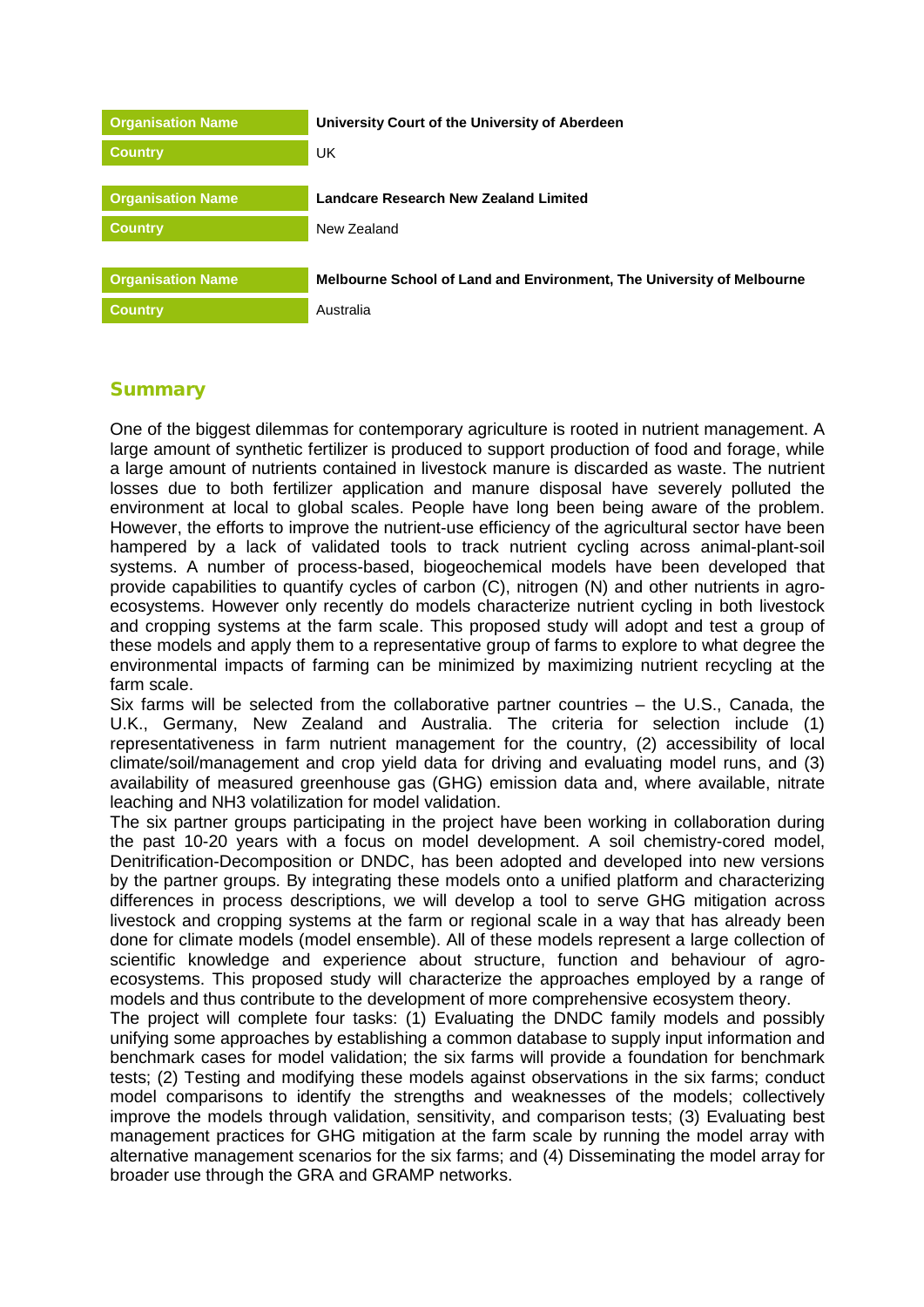| | |
|---|---|
| **Organisation Name** | **University Court of the University of Aberdeen** |
| **Country** | UK |

| | |
|---|---|
| **Organisation Name** | **Landcare Research New Zealand Limited** |
| **Country** | New Zealand |

| | |
|---|---|
| **Organisation Name** | **Melbourne School of Land and Environment, The University of Melbourne** |
| **Country** | Australia |

## Summary

One of the biggest dilemmas for contemporary agriculture is rooted in nutrient management. A large amount of synthetic fertilizer is produced to support production of food and forage, while a large amount of nutrients contained in livestock manure is discarded as waste. The nutrient losses due to both fertilizer application and manure disposal have severely polluted the environment at local to global scales. People have long been being aware of the problem. However, the efforts to improve the nutrient-use efficiency of the agricultural sector have been hampered by a lack of validated tools to track nutrient cycling across animal-plant-soil systems. A number of process-based, biogeochemical models have been developed that provide capabilities to quantify cycles of carbon (C), nitrogen (N) and other nutrients in agro-ecosystems. However only recently do models characterize nutrient cycling in both livestock and cropping systems at the farm scale. This proposed study will adopt and test a group of these models and apply them to a representative group of farms to explore to what degree the environmental impacts of farming can be minimized by maximizing nutrient recycling at the farm scale.

Six farms will be selected from the collaborative partner countries – the U.S., Canada, the U.K., Germany, New Zealand and Australia. The criteria for selection include (1) representativeness in farm nutrient management for the country, (2) accessibility of local climate/soil/management and crop yield data for driving and evaluating model runs, and (3) availability of measured greenhouse gas (GHG) emission data and, where available, nitrate leaching and $NH_3$ volatilization for model validation.

The six partner groups participating in the project have been working in collaboration during the past 10-20 years with a focus on model development. A soil chemistry-cored model, Denitrification-Decomposition or DNDC, has been adopted and developed into new versions by the partner groups. By integrating these models onto a unified platform and characterizing differences in process descriptions, we will develop a tool to serve GHG mitigation across livestock and cropping systems at the farm or regional scale in a way that has already been done for climate models (model ensemble). All of these models represent a large collection of scientific knowledge and experience about structure, function and behaviour of agro-ecosystems. This proposed study will characterize the approaches employed by a range of models and thus contribute to the development of more comprehensive ecosystem theory.

The project will complete four tasks: (1) Evaluating the DNDC family models and possibly unifying some approaches by establishing a common database to supply input information and benchmark cases for model validation; the six farms will provide a foundation for benchmark tests; (2) Testing and modifying these models against observations in the six farms; conduct model comparisons to identify the strengths and weaknesses of the models; collectively improve the models through validation, sensitivity, and comparison tests; (3) Evaluating best management practices for GHG mitigation at the farm scale by running the model array with alternative management scenarios for the six farms; and (4) Disseminating the model array for broader use through the GRA and GRAMP networks.